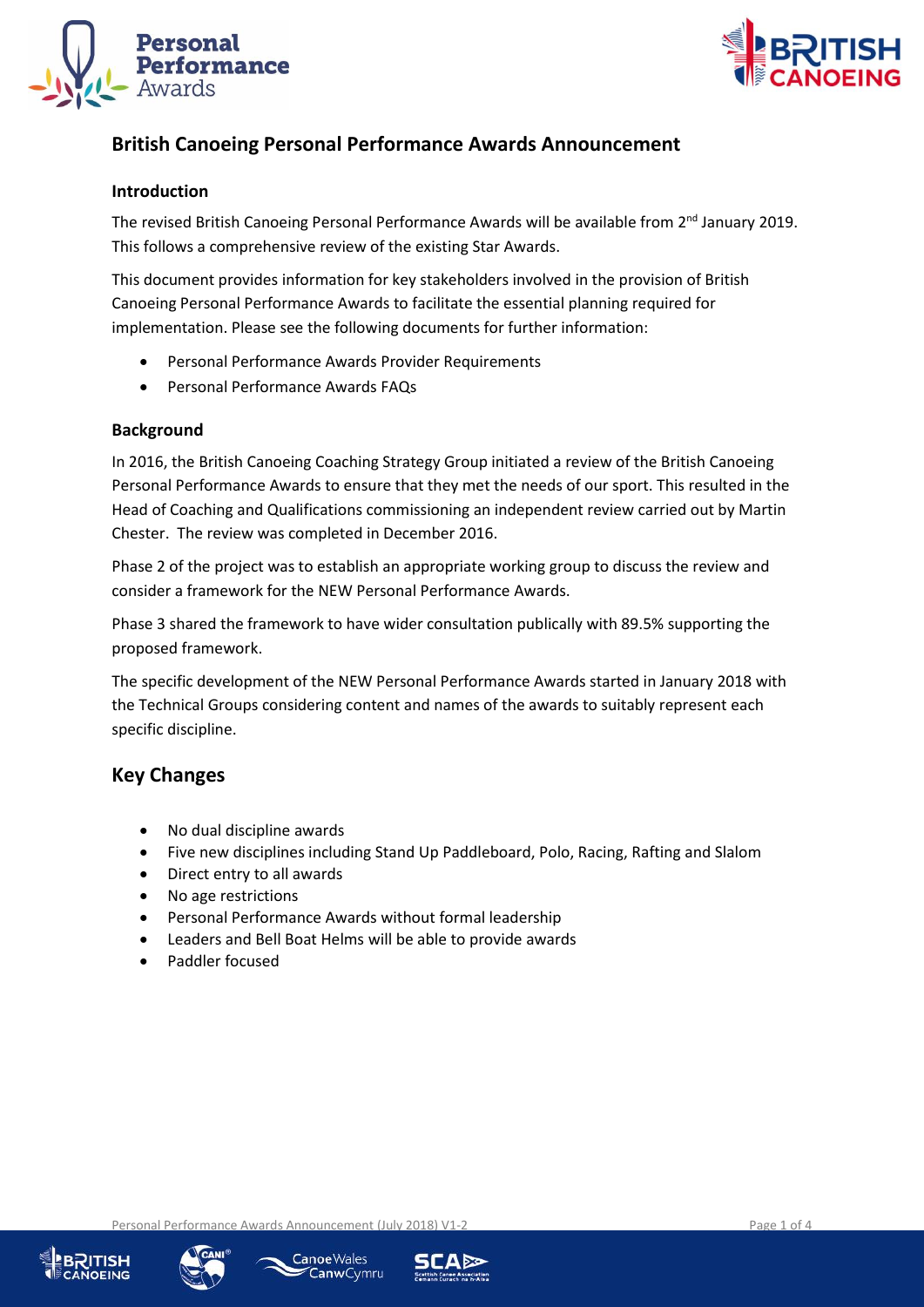# British Canoeing Personal Performance Awards Announcement

### Introduction

The revised British Canoeing Personal Performance Awards will be available from 2nd January 2019. This follows a comprehensive review of the existing Star Awards.

This document provides information for key stakeholders involved in the provision of British Canoeing Personal Performance Awards to facilitate the essential planning required for implementation. Please see the following documents for further information:

- Personal Performance Awards Provider Requirements
- Personal Performance Awards FAQs

### Background

In 2016, the British Canoeing Coaching Strategy Group initiated a review of the British Canoeing Personal Performance Awards to ensure that they met the needs of our sport. This resulted in the Head of Coaching and Qualifications commissioning an independent review carried out by Martin Chester. The review was completed in December 2016.

Phase 2 of the project was to establish an appropriate working group to discuss the review and consider a framework for the NEW Personal Performance Awards.

Phase 3 shared the framework to have wider consultation publically with 89.5% supporting the proposed framework.

The specific development of the NEW Personal Performance Awards started in January 2018 with the Technical Groups considering content and names of the awards to suitably represent each specific discipline.

## Key Changes

- No dual discipline awards
- Five new disciplines including Stand Up Paddleboard, Polo, Racing, Rafting and Slalom
- Direct entry to all awards
- No age restrictions
- Personal Performance Awards without formal leadership
- Leaders and Bell Boat Helms will be able to provide awards
- Paddler focused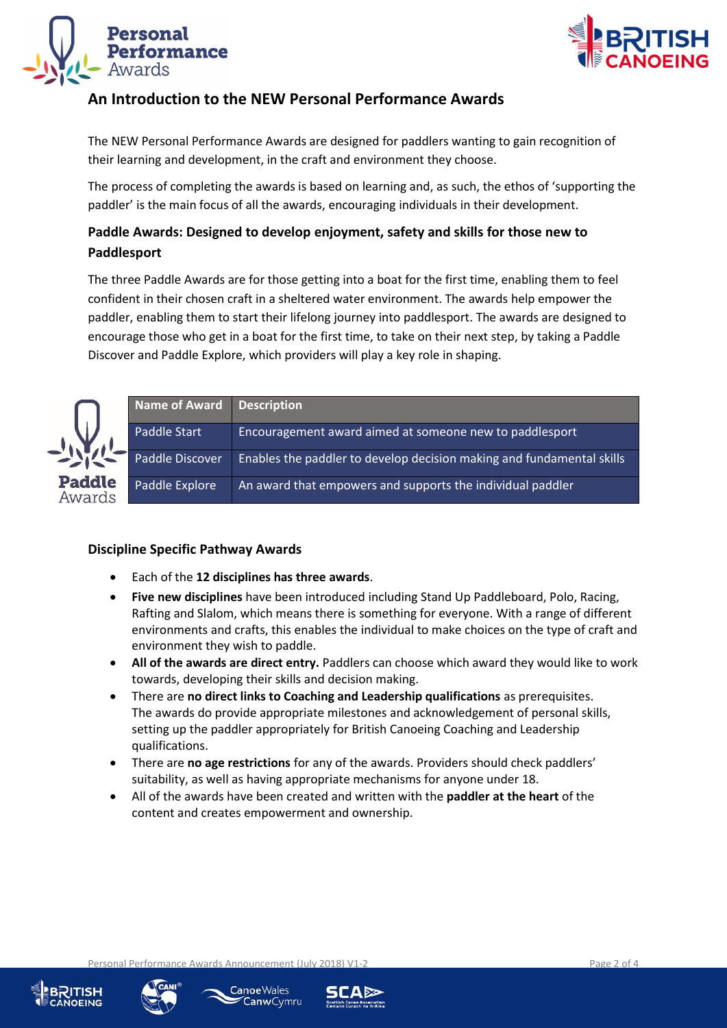## An Introduction to the NEW Personal Performance Awards

The NEW Personal Performance Awards are designed for paddlers wanting to gain recognition of their learning and development, in the craft and environment they choose.

The process of completing the awards is based on learning and, as such, the ethos of 'supporting the paddler' is the main focus of all the awards, encouraging individuals in their development.

### Paddle Awards: Designed to develop enjoyment, safety and skills for those new to Paddlesport

The three Paddle Awards are for those getting into a boat for the first time, enabling them to feel confident in their chosen craft in a sheltered water environment. The awards help empower the paddler, enabling them to start their lifelong journey into paddlesport. The awards are designed to encourage those who get in a boat for the first time, to take on their next step, by taking a Paddle Discover and Paddle Explore, which providers will play a key role in shaping.

| Name of Award | Description |
|---|---|
| Paddle Start | Encouragement award aimed at someone new to paddlesport |
| Paddle Discover | Enables the paddler to develop decision making and fundamental skills |
| Paddle Explore | An award that empowers and supports the individual paddler |

### Discipline Specific Pathway Awards

- Each of the **12 disciplines has three awards**.
- **Five new disciplines** have been introduced including Stand Up Paddleboard, Polo, Racing, Rafting and Slalom, which means there is something for everyone. With a range of different environments and crafts, this enables the individual to make choices on the type of craft and environment they wish to paddle.
- **All of the awards are direct entry.** Paddlers can choose which award they would like to work towards, developing their skills and decision making.
- There are **no direct links to Coaching and Leadership qualifications** as prerequisites. The awards do provide appropriate milestones and acknowledgement of personal skills, setting up the paddler appropriately for British Canoeing Coaching and Leadership qualifications.
- There are **no age restrictions** for any of the awards. Providers should check paddlers' suitability, as well as having appropriate mechanisms for anyone under 18.
- All of the awards have been created and written with the **paddler at the heart** of the content and creates empowerment and ownership.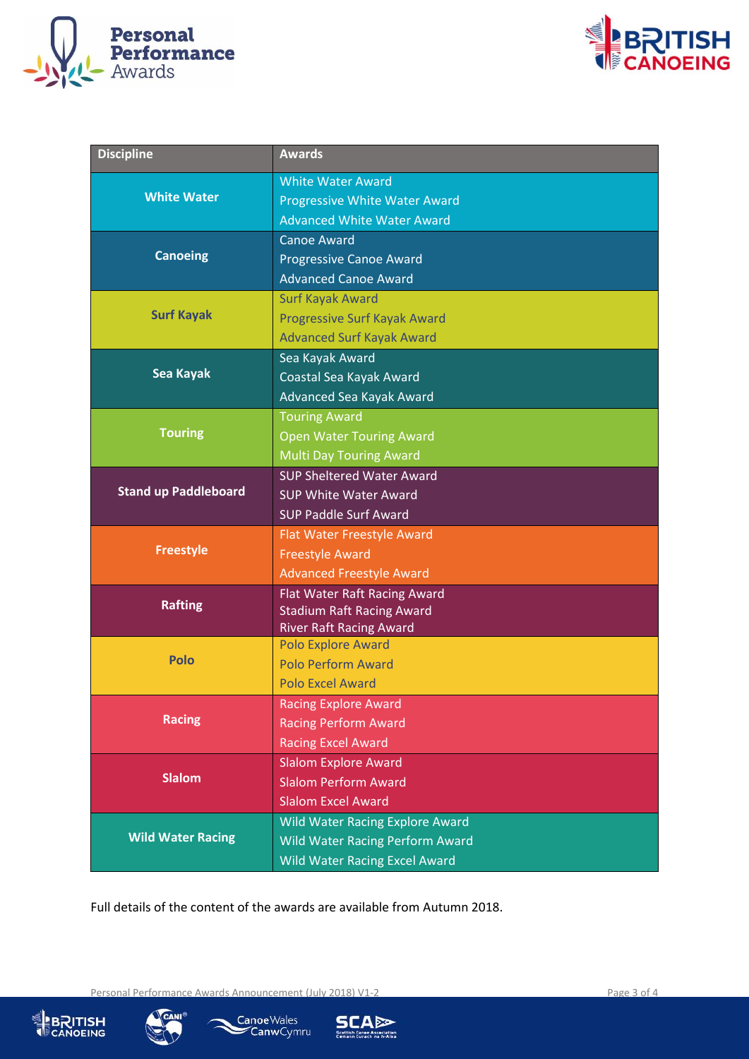| Discipline | Awards |
|---|---|
| White Water | White Water Award<br>Progressive White Water Award<br>Advanced White Water Award |
| Canoeing | Canoe Award<br>Progressive Canoe Award<br>Advanced Canoe Award |
| Surf Kayak | Surf Kayak Award<br>Progressive Surf Kayak Award<br>Advanced Surf Kayak Award |
| Sea Kayak | Sea Kayak Award<br>Coastal Sea Kayak Award<br>Advanced Sea Kayak Award |
| Touring | Touring Award<br>Open Water Touring Award<br>Multi Day Touring Award |
| Stand up Paddleboard | SUP Sheltered Water Award<br>SUP White Water Award<br>SUP Paddle Surf Award |
| Freestyle | Flat Water Freestyle Award<br>Freestyle Award<br>Advanced Freestyle Award |
| Rafting | Flat Water Raft Racing Award<br>Stadium Raft Racing Award<br>River Raft Racing Award |
| Polo | Polo Explore Award<br>Polo Perform Award<br>Polo Excel Award |
| Racing | Racing Explore Award<br>Racing Perform Award<br>Racing Excel Award |
| Slalom | Slalom Explore Award<br>Slalom Perform Award<br>Slalom Excel Award |
| Wild Water Racing | Wild Water Racing Explore Award<br>Wild Water Racing Perform Award<br>Wild Water Racing Excel Award |

Full details of the content of the awards are available from Autumn 2018.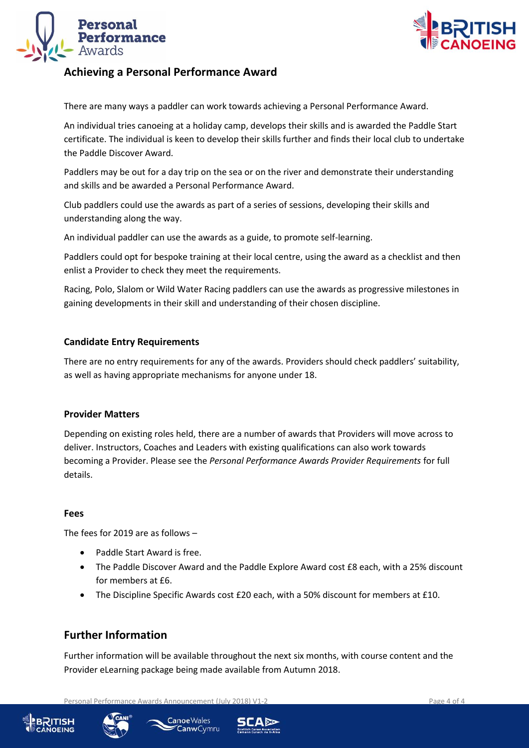## Achieving a Personal Performance Award

There are many ways a paddler can work towards achieving a Personal Performance Award.

An individual tries canoeing at a holiday camp, develops their skills and is awarded the Paddle Start certificate. The individual is keen to develop their skills further and finds their local club to undertake the Paddle Discover Award.

Paddlers may be out for a day trip on the sea or on the river and demonstrate their understanding and skills and be awarded a Personal Performance Award.

Club paddlers could use the awards as part of a series of sessions, developing their skills and understanding along the way.

An individual paddler can use the awards as a guide, to promote self-learning.

Paddlers could opt for bespoke training at their local centre, using the award as a checklist and then enlist a Provider to check they meet the requirements.

Racing, Polo, Slalom or Wild Water Racing paddlers can use the awards as progressive milestones in gaining developments in their skill and understanding of their chosen discipline.

### Candidate Entry Requirements

There are no entry requirements for any of the awards. Providers should check paddlers' suitability, as well as having appropriate mechanisms for anyone under 18.

### Provider Matters

Depending on existing roles held, there are a number of awards that Providers will move across to deliver. Instructors, Coaches and Leaders with existing qualifications can also work towards becoming a Provider. Please see the *Personal Performance Awards Provider Requirements* for full details.

### Fees

The fees for 2019 are as follows –

- Paddle Start Award is free.
- The Paddle Discover Award and the Paddle Explore Award cost £8 each, with a 25% discount for members at £6.
- The Discipline Specific Awards cost £20 each, with a 50% discount for members at £10.

## Further Information

Further information will be available throughout the next six months, with course content and the Provider eLearning package being made available from Autumn 2018.